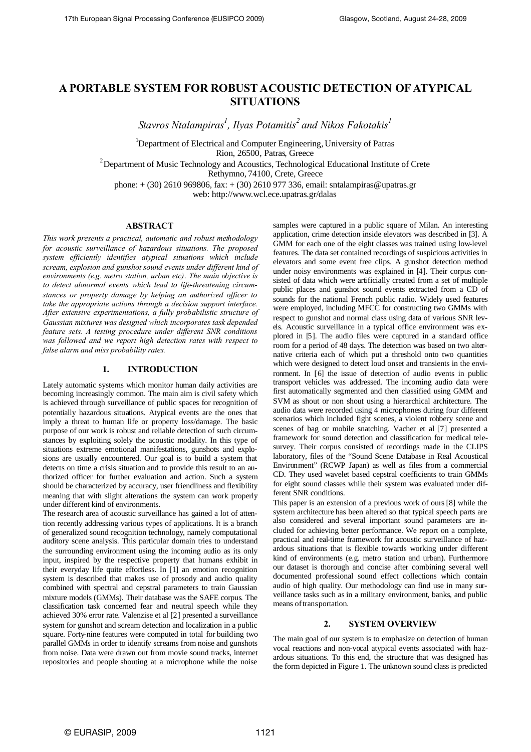# A PORTABLE SYSTEM FOR ROBUST ACOUSTIC DETECTION OF ATYPICAL SITUATIONS

*Stavros Ntalampiras[1], Ilyas Potamitis[2] and Nikos Fakotakis[1]*

[1]Department of Electrical and Computer Engineering, University of Patras
Rion, 26500, Patras, Greece
[2]Department of Music Technology and Acoustics, Technological Educational Institute of Crete
Rethymno, 74100, Crete, Greece
phone: + (30) 2610 969806, fax: + (30) 2610 977 336, email: sntalampiras@upatras.gr
web: http://www.wcl.ece.upatras.gr/dalas

## ABSTRACT

*This work presents a practical, automatic and robust methodology for acoustic surveillance of hazardous situations. The proposed system efficiently identifies atypical situations which include scream, explosion and gunshot sound events under different kind of environments (e.g. metro station, urban etc). The main objective is to detect abnormal events which lead to life-threatening circumstances or property damage by helping an authorized officer to take the appropriate actions through a decision support interface. After extensive experimentations, a fully probabilistic structure of Gaussian mixtures was designed which incorporates task depended feature sets. A testing procedure under different SNR conditions was followed and we report high detection rates with respect to false alarm and miss probability rates.*

## 1. INTRODUCTION

Lately automatic systems which monitor human daily activities are becoming increasingly common. The main aim is civil safety which is achieved through surveillance of public spaces for recognition of potentially hazardous situations. Atypical events are the ones that imply a threat to human life or property loss/damage. The basic purpose of our work is robust and reliable detection of such circumstances by exploiting solely the acoustic modality. In this type of situations extreme emotional manifestations, gunshots and explosions are usually encountered. Our goal is to build a system that detects on time a crisis situation and to provide this result to an authorized officer for further evaluation and action. Such a system should be characterized by accuracy, user friendliness and flexibility meaning that with slight alterations the system can work properly under different kind of environments.

The research area of acoustic surveillance has gained a lot of attention recently addressing various types of applications. It is a branch of generalized sound recognition technology, namely computational auditory scene analysis. This particular domain tries to understand the surrounding environment using the incoming audio as its only input, inspired by the respective property that humans exhibit in their everyday life quite effortless. In [1] an emotion recognition system is described that makes use of prosody and audio quality combined with spectral and cepstral parameters to train Gaussian mixture models (GMMs). Their database was the SAFE corpus. The classification task concerned fear and neutral speech while they achieved 30% error rate. Valenzise et al [2] presented a surveillance system for gunshot and scream detection and localization in a public square. Forty-nine features were computed in total for building two parallel GMMs in order to identify screams from noise and gunshots from noise. Data were drawn out from movie sound tracks, internet repositories and people shouting at a microphone while the noise samples were captured in a public square of Milan. An interesting application, crime detection inside elevators was described in [3]. A GMM for each one of the eight classes was trained using low-level features. The data set contained recordings of suspicious activities in elevators and some event free clips. A gunshot detection method under noisy environments was explained in [4]. Their corpus consisted of data which were artificially created from a set of multiple public places and gunshot sound events extracted from a CD of sounds for the national French public radio. Widely used features were employed, including MFCC for constructing two GMMs with respect to gunshot and normal class using data of various SNR levels. Acoustic surveillance in a typical office environment was explored in [5]. The audio files were captured in a standard office room for a period of 48 days. The detection was based on two alternative criteria each of which put a threshold onto two quantities which were designed to detect loud onset and transients in the environment. In [6] the issue of detection of audio events in public transport vehicles was addressed. The incoming audio data were first automatically segmented and then classified using GMM and SVM as shout or non shout using a hierarchical architecture. The audio data were recorded using 4 microphones during four different scenarios which included fight scenes, a violent robbery scene and scenes of bag or mobile snatching. Vacher et al [7] presented a framework for sound detection and classification for medical telesurvey. Their corpus consisted of recordings made in the CLIPS laboratory, files of the "Sound Scene Database in Real Acoustical Environment" (RCWP Japan) as well as files from a commercial CD. They used wavelet based cepstral coefficients to train GMMs for eight sound classes while their system was evaluated under different SNR conditions.

This paper is an extension of a previous work of ours [8] while the system architecture has been altered so that typical speech parts are also considered and several important sound parameters are included for achieving better performance. We report on a complete, practical and real-time framework for acoustic surveillance of hazardous situations that is flexible towards working under different kind of environments (e.g. metro station and urban). Furthermore our dataset is thorough and concise after combining several well documented professional sound effect collections which contain audio of high quality. Our methodology can find use in many surveillance tasks such as in a military environment, banks, and public means of transportation.

## 2. SYSTEM OVERVIEW

The main goal of our system is to emphasize on detection of human vocal reactions and non-vocal atypical events associated with hazardous situations. To this end, the structure that was designed has the form depicted in Figure 1. The unknown sound class is predicted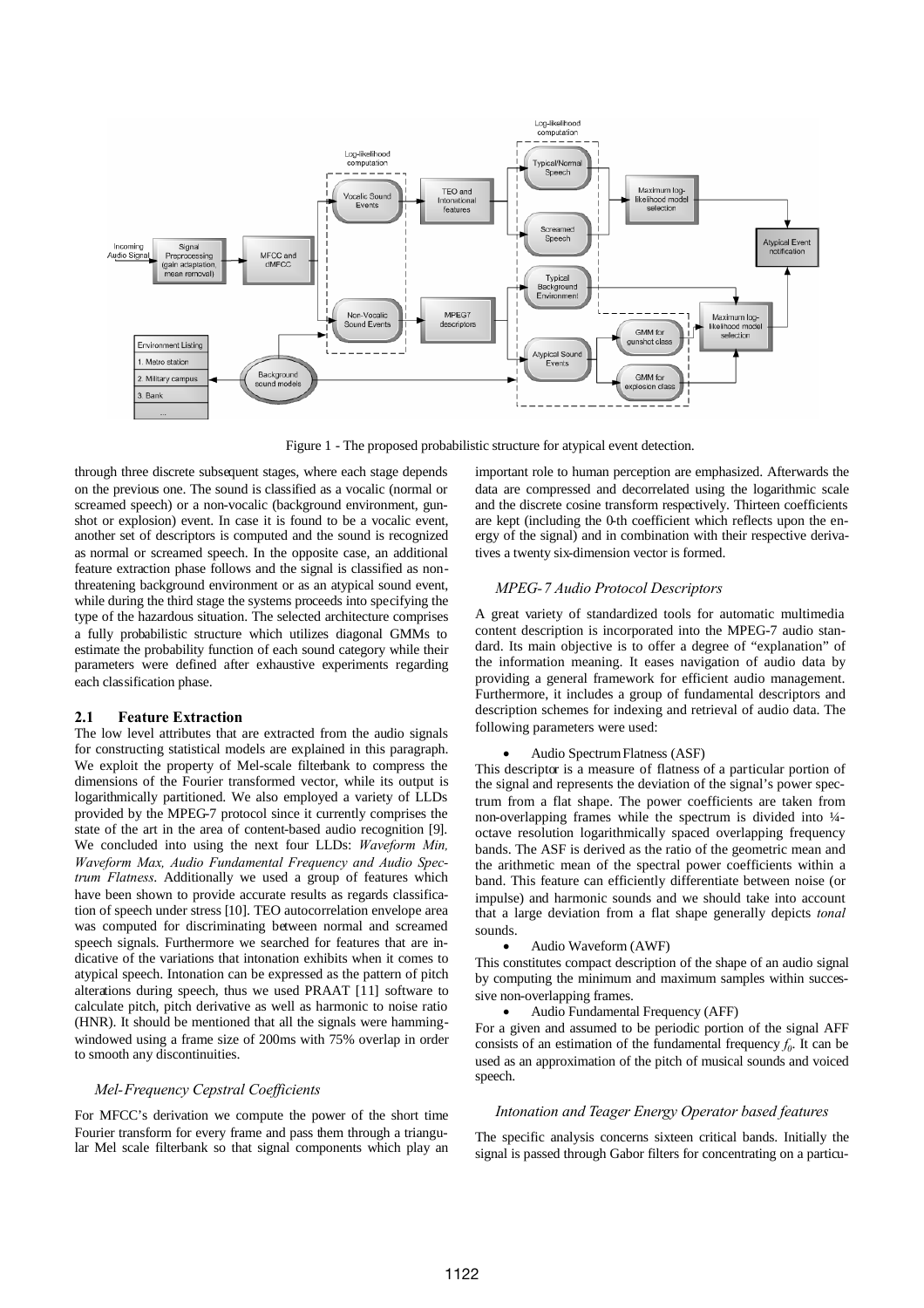Figure 1 - The proposed probabilistic structure for atypical event detection.

through three discrete subsequent stages, where each stage depends on the previous one. The sound is classified as a vocalic (normal or screamed speech) or a non-vocalic (background environment, gunshot or explosion) event. In case it is found to be a vocalic event, another set of descriptors is computed and the sound is recognized as normal or screamed speech. In the opposite case, an additional feature extraction phase follows and the signal is classified as non-threatening background environment or as an atypical sound event, while during the third stage the systems proceeds into specifying the type of the hazardous situation. The selected architecture comprises a fully probabilistic structure which utilizes diagonal GMMs to estimate the probability function of each sound category while their parameters were defined after exhaustive experiments regarding each classification phase.

## 2.1 Feature Extraction

The low level attributes that are extracted from the audio signals for constructing statistical models are explained in this paragraph. We exploit the property of Mel-scale filterbank to compress the dimensions of the Fourier transformed vector, while its output is logarithmically partitioned. We also employed a variety of LLDs provided by the MPEG-7 protocol since it currently comprises the state of the art in the area of content-based audio recognition [9]. We concluded into using the next four LLDs: *Waveform Min, Waveform Max, Audio Fundamental Frequency and Audio Spectrum Flatness*. Additionally we used a group of features which have been shown to provide accurate results as regards classification of speech under stress [10]. TEO autocorrelation envelope area was computed for discriminating between normal and screamed speech signals. Furthermore we searched for features that are indicative of the variations that intonation exhibits when it comes to atypical speech. Intonation can be expressed as the pattern of pitch alterations during speech, thus we used PRAAT [11] software to calculate pitch, pitch derivative as well as harmonic to noise ratio (HNR). It should be mentioned that all the signals were hamming-windowed using a frame size of 200ms with 75% overlap in order to smooth any discontinuities.

### *Mel-Frequency Cepstral Coefficients*

For MFCC's derivation we compute the power of the short time Fourier transform for every frame and pass them through a triangular Mel scale filterbank so that signal components which play an important role to human perception are emphasized. Afterwards the data are compressed and decorrelated using the logarithmic scale and the discrete cosine transform respectively. Thirteen coefficients are kept (including the 0-th coefficient which reflects upon the energy of the signal) and in combination with their respective derivatives a twenty six-dimension vector is formed.

### *MPEG-7 Audio Protocol Descriptors*

A great variety of standardized tools for automatic multimedia content description is incorporated into the MPEG-7 audio standard. Its main objective is to offer a degree of "explanation" of the information meaning. It eases navigation of audio data by providing a general framework for efficient audio management. Furthermore, it includes a group of fundamental descriptors and description schemes for indexing and retrieval of audio data. The following parameters were used:

- Audio Spectrum Flatness (ASF)

This descriptor is a measure of flatness of a particular portion of the signal and represents the deviation of the signal's power spectrum from a flat shape. The power coefficients are taken from non-overlapping frames while the spectrum is divided into ¼-octave resolution logarithmically spaced overlapping frequency bands. The ASF is derived as the ratio of the geometric mean and the arithmetic mean of the spectral power coefficients within a band. This feature can efficiently differentiate between noise (or impulse) and harmonic sounds and we should take into account that a large deviation from a flat shape generally depicts *tonal* sounds.

- Audio Waveform (AWF)

This constitutes compact description of the shape of an audio signal by computing the minimum and maximum samples within successive non-overlapping frames.

- Audio Fundamental Frequency (AFF)

For a given and assumed to be periodic portion of the signal AFF consists of an estimation of the fundamental frequency $f_0$. It can be used as an approximation of the pitch of musical sounds and voiced speech.

### *Intonation and Teager Energy Operator based features*

The specific analysis concerns sixteen critical bands. Initially the signal is passed through Gabor filters for concentrating on a particu-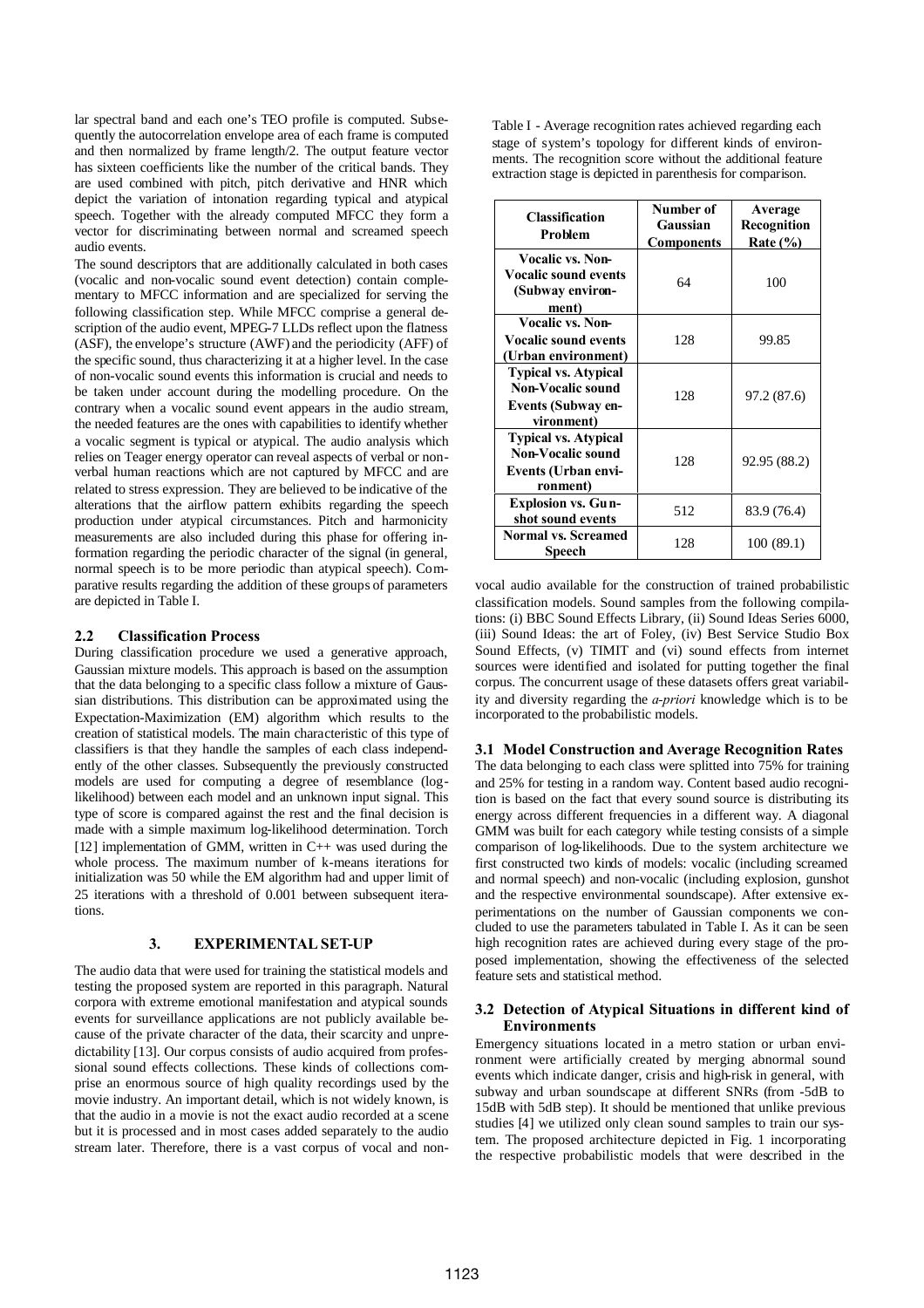lar spectral band and each one's TEO profile is computed. Subsequently the autocorrelation envelope area of each frame is computed and then normalized by frame length/2. The output feature vector has sixteen coefficients like the number of the critical bands. They are used combined with pitch, pitch derivative and HNR which depict the variation of intonation regarding typical and atypical speech. Together with the already computed MFCC they form a vector for discriminating between normal and screamed speech audio events.

The sound descriptors that are additionally calculated in both cases (vocalic and non-vocalic sound event detection) contain complementary to MFCC information and are specialized for serving the following classification step. While MFCC comprise a general description of the audio event, MPEG-7 LLDs reflect upon the flatness (ASF), the envelope's structure (AWF) and the periodicity (AFF) of the specific sound, thus characterizing it at a higher level. In the case of non-vocalic sound events this information is crucial and needs to be taken under account during the modelling procedure. On the contrary when a vocalic sound event appears in the audio stream, the needed features are the ones with capabilities to identify whether a vocalic segment is typical or atypical. The audio analysis which relies on Teager energy operator can reveal aspects of verbal or nonverbal human reactions which are not captured by MFCC and are related to stress expression. They are believed to be indicative of the alterations that the airflow pattern exhibits regarding the speech production under atypical circumstances. Pitch and harmonicity measurements are also included during this phase for offering information regarding the periodic character of the signal (in general, normal speech is to be more periodic than atypical speech). Comparative results regarding the addition of these groups of parameters are depicted in Table I.

### 2.2 Classification Process

During classification procedure we used a generative approach, Gaussian mixture models. This approach is based on the assumption that the data belonging to a specific class follow a mixture of Gaussian distributions. This distribution can be approximated using the Expectation-Maximization (EM) algorithm which results to the creation of statistical models. The main characteristic of this type of classifiers is that they handle the samples of each class independently of the other classes. Subsequently the previously constructed models are used for computing a degree of resemblance (log-likelihood) between each model and an unknown input signal. This type of score is compared against the rest and the final decision is made with a simple maximum log-likelihood determination. Torch [12] implementation of GMM, written in C++ was used during the whole process. The maximum number of k-means iterations for initialization was 50 while the EM algorithm had and upper limit of 25 iterations with a threshold of 0.001 between subsequent iterations.

## 3. EXPERIMENTAL SET-UP

The audio data that were used for training the statistical models and testing the proposed system are reported in this paragraph. Natural corpora with extreme emotional manifestation and atypical sounds events for surveillance applications are not publicly available because of the private character of the data, their scarcity and unpredictability [13]. Our corpus consists of audio acquired from professional sound effects collections. These kinds of collections comprise an enormous source of high quality recordings used by the movie industry. An important detail, which is not widely known, is that the audio in a movie is not the exact audio recorded at a scene but it is processed and in most cases added separately to the audio stream later. Therefore, there is a vast corpus of vocal and non-vocal audio available for the construction of trained probabilistic classification models. Sound samples from the following compilations: (i) BBC Sound Effects Library, (ii) Sound Ideas Series 6000, (iii) Sound Ideas: the art of Foley, (iv) Best Service Studio Box Sound Effects, (v) TIMIT and (vi) sound effects from internet sources were identified and isolated for putting together the final corpus. The concurrent usage of these datasets offers great variability and diversity regarding the *a-priori* knowledge which is to be incorporated to the probabilistic models.

Table I - Average recognition rates achieved regarding each stage of system's topology for different kinds of environments. The recognition score without the additional feature extraction stage is depicted in parenthesis for comparison.

| Classification Problem | Number of Gaussian Components | Average Recognition Rate (%) |
|---|---|---|
| Vocalic vs. Non-Vocalic sound events (Subway environment) | 64 | 100 |
| Vocalic vs. Non-Vocalic sound events (Urban environment) | 128 | 99.85 |
| Typical vs. Atypical Non-Vocalic sound Events (Subway environment) | 128 | 97.2 (87.6) |
| Typical vs. Atypical Non-Vocalic sound Events (Urban environment) | 128 | 92.95 (88.2) |
| Explosion vs. Gunshot sound events | 512 | 83.9 (76.4) |
| Normal vs. Screamed Speech | 128 | 100 (89.1) |

### 3.1 Model Construction and Average Recognition Rates

The data belonging to each class were splitted into 75% for training and 25% for testing in a random way. Content based audio recognition is based on the fact that every sound source is distributing its energy across different frequencies in a different way. A diagonal GMM was built for each category while testing consists of a simple comparison of log-likelihoods. Due to the system architecture we first constructed two kinds of models: vocalic (including screamed and normal speech) and non-vocalic (including explosion, gunshot and the respective environmental soundscape). After extensive experimentations on the number of Gaussian components we concluded to use the parameters tabulated in Table I. As it can be seen high recognition rates are achieved during every stage of the proposed implementation, showing the effectiveness of the selected feature sets and statistical method.

### 3.2 Detection of Atypical Situations in different kind of Environments

Emergency situations located in a metro station or urban environment were artificially created by merging abnormal sound events which indicate danger, crisis and high-risk in general, with subway and urban soundscape at different SNRs (from -5dB to 15dB with 5dB step). It should be mentioned that unlike previous studies [4] we utilized only clean sound samples to train our system. The proposed architecture depicted in Fig. 1 incorporating the respective probabilistic models that were described in the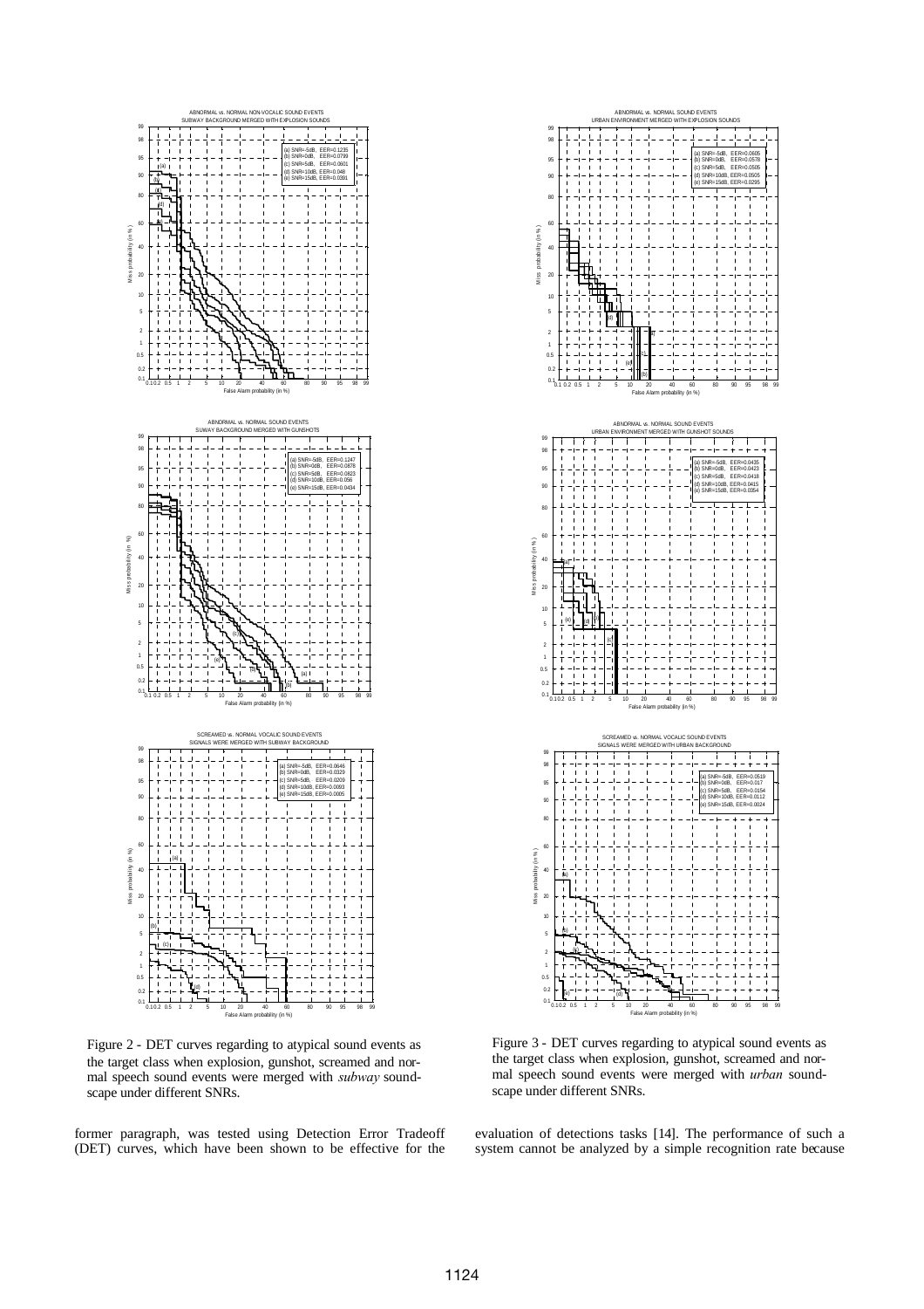Figure 2 - DET curves regarding to atypical sound events as the target class when explosion, gunshot, screamed and normal speech sound events were merged with *subway* soundscape under different SNRs.

Figure 3 - DET curves regarding to atypical sound events as the target class when explosion, gunshot, screamed and normal speech sound events were merged with *urban* soundscape under different SNRs.

former paragraph, was tested using Detection Error Tradeoff (DET) curves, which have been shown to be effective for the evaluation of detections tasks [14]. The performance of such a system cannot be analyzed by a simple recognition rate because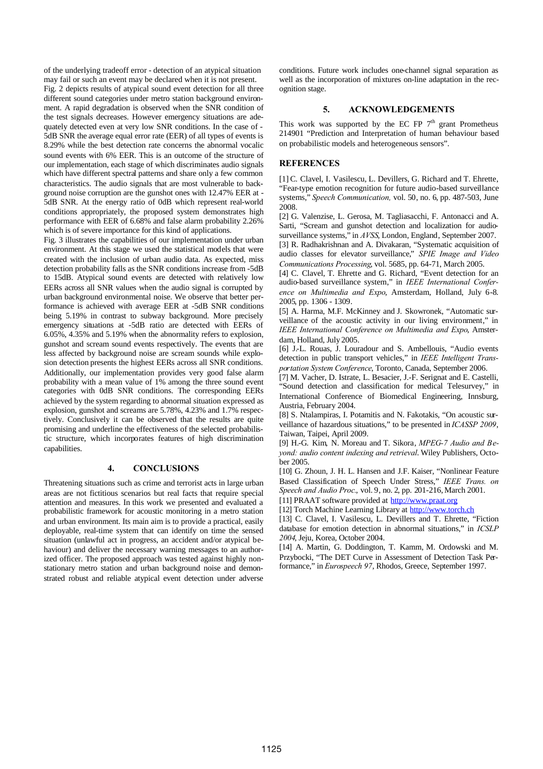of the underlying tradeoff error - detection of an atypical situation may fail or such an event may be declared when it is not present.

Fig. 2 depicts results of atypical sound event detection for all three different sound categories under metro station background environment. A rapid degradation is observed when the SNR condition of the test signals decreases. However emergency situations are adequately detected even at very low SNR conditions. In the case of -5dB SNR the average equal error rate (EER) of all types of events is 8.29% while the best detection rate concerns the abnormal vocalic sound events with 6% EER. This is an outcome of the structure of our implementation, each stage of which discriminates audio signals which have different spectral patterns and share only a few common characteristics. The audio signals that are most vulnerable to background noise corruption are the gunshot ones with 12.47% EER at -5dB SNR. At the energy ratio of 0dB which represent real-world conditions appropriately, the proposed system demonstrates high performance with EER of 6.68% and false alarm probability 2.26% which is of severe importance for this kind of applications.

Fig. 3 illustrates the capabilities of our implementation under urban environment. At this stage we used the statistical models that were created with the inclusion of urban audio data. As expected, miss detection probability falls as the SNR conditions increase from -5dB to 15dB. Atypical sound events are detected with relatively low EERs across all SNR values when the audio signal is corrupted by urban background environmental noise. We observe that better performance is achieved with average EER at -5dB SNR conditions being 5.19% in contrast to subway background. More precisely emergency situations at -5dB ratio are detected with EERs of 6.05%, 4.35% and 5.19% when the abnormality refers to explosion, gunshot and scream sound events respectively. The events that are less affected by background noise are scream sounds while explosion detection presents the highest EERs across all SNR conditions. Additionally, our implementation provides very good false alarm probability with a mean value of 1% among the three sound event categories with 0dB SNR conditions. The corresponding EERs achieved by the system regarding to abnormal situation expressed as explosion, gunshot and screams are 5.78%, 4.23% and 1.7% respectively. Conclusively it can be observed that the results are quite promising and underline the effectiveness of the selected probabilistic structure, which incorporates features of high discrimination capabilities.

## 4. CONCLUSIONS

Threatening situations such as crime and terrorist acts in large urban areas are not fictitious scenarios but real facts that require special attention and measures. In this work we presented and evaluated a probabilistic framework for acoustic monitoring in a metro station and urban environment. Its main aim is to provide a practical, easily deployable, real-time system that can identify on time the sensed situation (unlawful act in progress, an accident and/or atypical behaviour) and deliver the necessary warning messages to an authorized officer. The proposed approach was tested against highly non-stationary metro station and urban background noise and demonstrated robust and reliable atypical event detection under adverse conditions. Future work includes one-channel signal separation as well as the incorporation of mixtures on-line adaptation in the recognition stage.

## 5. ACKNOWLEDGEMENTS

This work was supported by the EC FP 7[th] grant Prometheus 214901 "Prediction and Interpretation of human behaviour based on probabilistic models and heterogeneous sensors".

## REFERENCES

[1] C. Clavel, I. Vasilescu, L. Devillers, G. Richard and T. Ehrette, "Fear-type emotion recognition for future audio-based surveillance systems," *Speech Communication,* vol. 50, no. 6, pp. 487-503, June 2008.

[2] G. Valenzise, L. Gerosa, M. Tagliasacchi, F. Antonacci and A. Sarti, "Scream and gunshot detection and localization for audio-surveillance systems," in *AVSS*, London, England, September 2007.

[3] R. Radhakrishnan and A. Divakaran, "Systematic acquisition of audio classes for elevator surveillance," *SPIE Image and Video Communications Processing*, vol. 5685, pp. 64-71, March 2005.

[4] C. Clavel, T. Ehrette and G. Richard, "Event detection for an audio-based surveillance system," in *IEEE International Conference on Multimedia and Expo*, Amsterdam, Holland, July 6-8. 2005, pp. 1306 - 1309.

[5] A. Harma, M.F. McKinney and J. Skowronek, "Automatic surveillance of the acoustic activity in our living environment," in *IEEE International Conference on Multimedia and Expo*, Amsterdam, Holland, July 2005.

[6] J.-L. Rouas, J. Louradour and S. Ambellouis, "Audio events detection in public transport vehicles," in *IEEE Intelligent Transportation System Conference*, Toronto, Canada, September 2006.

[7] M. Vacher, D. Istrate, L. Besacier, J.-F. Serignat and E. Castelli, "Sound detection and classification for medical Telesurvey," in International Conference of Biomedical Engineering, Innsburg, Austria, February 2004.

[8] S. Ntalampiras, I. Potamitis and N. Fakotakis, "On acoustic surveillance of hazardous situations," to be presented in *ICASSP 2009*, Taiwan, Taipei, April 2009.

[9] H.-G. Kim, N. Moreau and T. Sikora, *MPEG-7 Audio and Beyond: audio content indexing and retrieval*. Wiley Publishers, October 2005.

[10] G. Zhoun, J. H. L. Hansen and J.F. Kaiser, "Nonlinear Feature Based Classification of Speech Under Stress," *IEEE Trans. on Speech and Audio Proc.*, vol. 9, no. 2, pp. 201-216, March 2001.

[11] PRAAT software provided at http://www.praat.org

[12] Torch Machine Learning Library at http://www.torch.ch

[13] C. Clavel, I. Vasilescu, L. Devillers and T. Ehrette, "Fiction database for emotion detection in abnormal situations," in *ICSLP 2004*, Jeju, Korea, October 2004.

[14] A. Martin, G. Doddington, T. Kamm, M. Ordowski and M. Przybocki, "The DET Curve in Assessment of Detection Task Performance," in *Eurospeech 97*, Rhodos, Greece, September 1997.